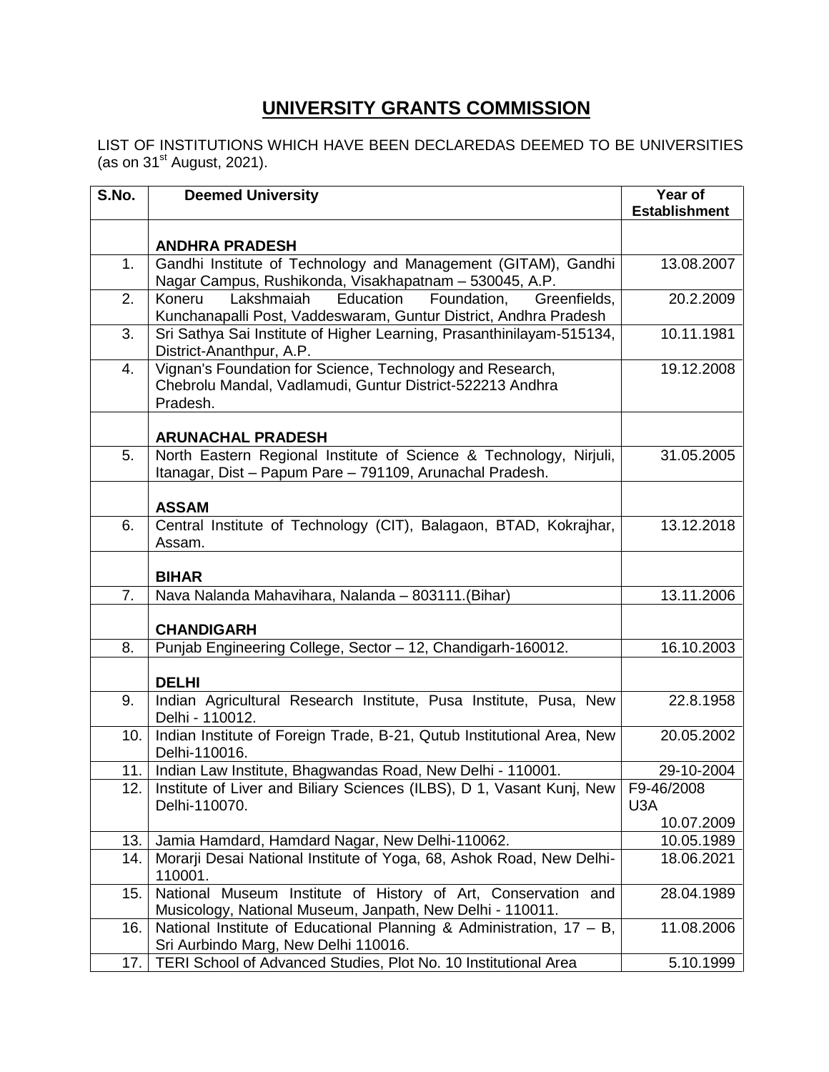# UNIVERSITY GRANTS COMMISSION

LIST OF INSTITUTIONS WHICH HAVE BEEN DECLAREDAS DEEMED TO BE UNIVERSITIES (as on 31st August, 2021).

| S.No. | Deemed University | Year of Establishment |
|---|---|---|
| | **ANDHRA PRADESH** | |
| 1. | Gandhi Institute of Technology and Management (GITAM), Gandhi Nagar Campus, Rushikonda, Visakhapatnam – 530045, A.P. | 13.08.2007 |
| 2. | Koneru Lakshmaiah Education Foundation, Greenfields, Kunchanapalli Post, Vaddeswaram, Guntur District, Andhra Pradesh | 20.2.2009 |
| 3. | Sri Sathya Sai Institute of Higher Learning, Prasanthinilayam-515134, District-Ananthpur, A.P. | 10.11.1981 |
| 4. | Vignan's Foundation for Science, Technology and Research, Chebrolu Mandal, Vadlamudi, Guntur District-522213 Andhra Pradesh. | 19.12.2008 |
| | **ARUNACHAL PRADESH** | |
| 5. | North Eastern Regional Institute of Science & Technology, Nirjuli, Itanagar, Dist – Papum Pare – 791109, Arunachal Pradesh. | 31.05.2005 |
| | **ASSAM** | |
| 6. | Central Institute of Technology (CIT), Balagaon, BTAD, Kokrajhar, Assam. | 13.12.2018 |
| | **BIHAR** | |
| 7. | Nava Nalanda Mahavihara, Nalanda – 803111.(Bihar) | 13.11.2006 |
| | **CHANDIGARH** | |
| 8. | Punjab Engineering College, Sector – 12, Chandigarh-160012. | 16.10.2003 |
| | **DELHI** | |
| 9. | Indian Agricultural Research Institute, Pusa Institute, Pusa, New Delhi - 110012. | 22.8.1958 |
| 10. | Indian Institute of Foreign Trade, B-21, Qutub Institutional Area, New Delhi-110016. | 20.05.2002 |
| 11. | Indian Law Institute, Bhagwandas Road, New Delhi - 110001. | 29-10-2004 |
| 12. | Institute of Liver and Biliary Sciences (ILBS), D 1, Vasant Kunj, New Delhi-110070. | F9-46/2008 U3A 10.07.2009 |
| 13. | Jamia Hamdard, Hamdard Nagar, New Delhi-110062. | 10.05.1989 |
| 14. | Morarji Desai National Institute of Yoga, 68, Ashok Road, New Delhi-110001. | 18.06.2021 |
| 15. | National Museum Institute of History of Art, Conservation and Musicology, National Museum, Janpath, New Delhi - 110011. | 28.04.1989 |
| 16. | National Institute of Educational Planning & Administration, 17 – B, Sri Aurbindo Marg, New Delhi 110016. | 11.08.2006 |
| 17. | TERI School of Advanced Studies, Plot No. 10 Institutional Area | 5.10.1999 |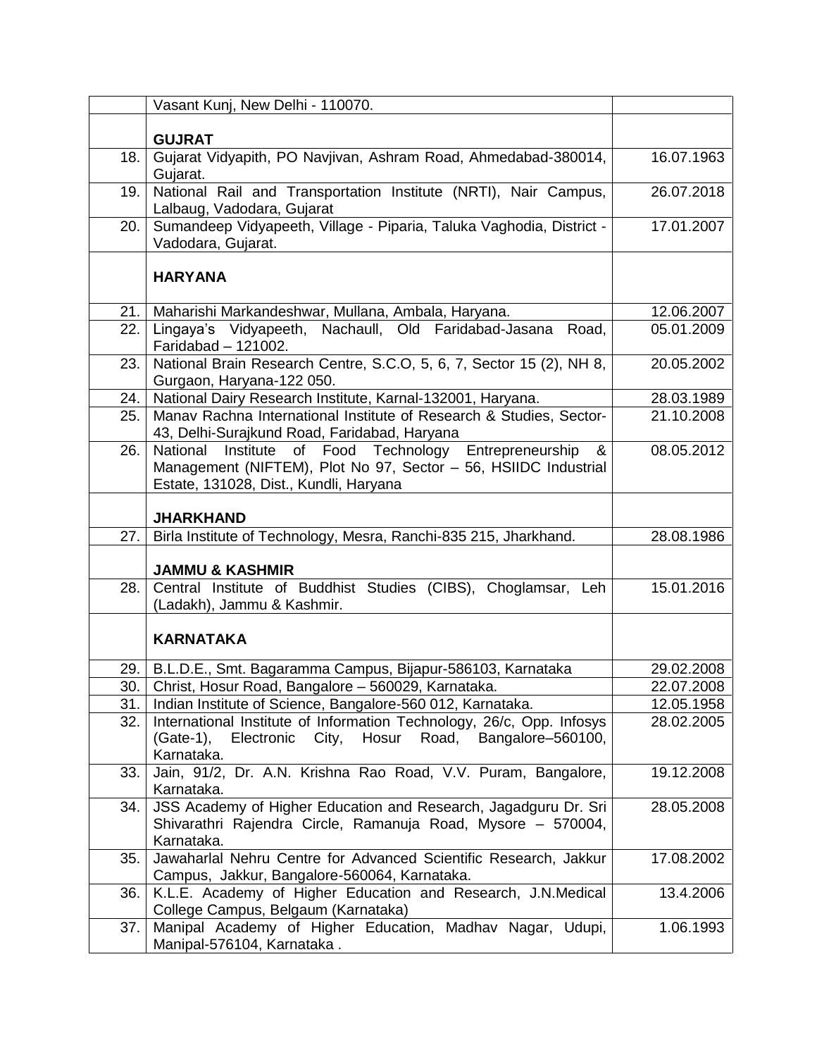| | | |
|---|---|---|
| | Vasant Kunj, New Delhi - 110070. | |
| | **GUJRAT** | |
| 18. | Gujarat Vidyapith, PO Navjivan, Ashram Road, Ahmedabad-380014, Gujarat. | 16.07.1963 |
| 19. | National Rail and Transportation Institute (NRTI), Nair Campus, Lalbaug, Vadodara, Gujarat | 26.07.2018 |
| 20. | Sumandeep Vidyapeeth, Village - Piparia, Taluka Vaghodia, District - Vadodara, Gujarat. | 17.01.2007 |
| | **HARYANA** | |
| 21. | Maharishi Markandeshwar, Mullana, Ambala, Haryana. | 12.06.2007 |
| 22. | Lingaya's Vidyapeeth, Nachaull, Old Faridabad-Jasana Road, Faridabad – 121002. | 05.01.2009 |
| 23. | National Brain Research Centre, S.C.O, 5, 6, 7, Sector 15 (2), NH 8, Gurgaon, Haryana-122 050. | 20.05.2002 |
| 24. | National Dairy Research Institute, Karnal-132001, Haryana. | 28.03.1989 |
| 25. | Manav Rachna International Institute of Research & Studies, Sector-43, Delhi-Surajkund Road, Faridabad, Haryana | 21.10.2008 |
| 26. | National Institute of Food Technology Entrepreneurship & Management (NIFTEM), Plot No 97, Sector – 56, HSIIDC Industrial Estate, 131028, Dist., Kundli, Haryana | 08.05.2012 |
| | **JHARKHAND** | |
| 27. | Birla Institute of Technology, Mesra, Ranchi-835 215, Jharkhand. | 28.08.1986 |
| | **JAMMU & KASHMIR** | |
| 28. | Central Institute of Buddhist Studies (CIBS), Choglamsar, Leh (Ladakh), Jammu & Kashmir. | 15.01.2016 |
| | **KARNATAKA** | |
| 29. | B.L.D.E., Smt. Bagaramma Campus, Bijapur-586103, Karnataka | 29.02.2008 |
| 30. | Christ, Hosur Road, Bangalore – 560029, Karnataka. | 22.07.2008 |
| 31. | Indian Institute of Science, Bangalore-560 012, Karnataka. | 12.05.1958 |
| 32. | International Institute of Information Technology, 26/c, Opp. Infosys (Gate-1), Electronic City, Hosur Road, Bangalore–560100, Karnataka. | 28.02.2005 |
| 33. | Jain, 91/2, Dr. A.N. Krishna Rao Road, V.V. Puram, Bangalore, Karnataka. | 19.12.2008 |
| 34. | JSS Academy of Higher Education and Research, Jagadguru Dr. Sri Shivarathri Rajendra Circle, Ramanuja Road, Mysore – 570004, Karnataka. | 28.05.2008 |
| 35. | Jawaharlal Nehru Centre for Advanced Scientific Research, Jakkur Campus, Jakkur, Bangalore-560064, Karnataka. | 17.08.2002 |
| 36. | K.L.E. Academy of Higher Education and Research, J.N.Medical College Campus, Belgaum (Karnataka) | 13.4.2006 |
| 37. | Manipal Academy of Higher Education, Madhav Nagar, Udupi, Manipal-576104, Karnataka . | 1.06.1993 |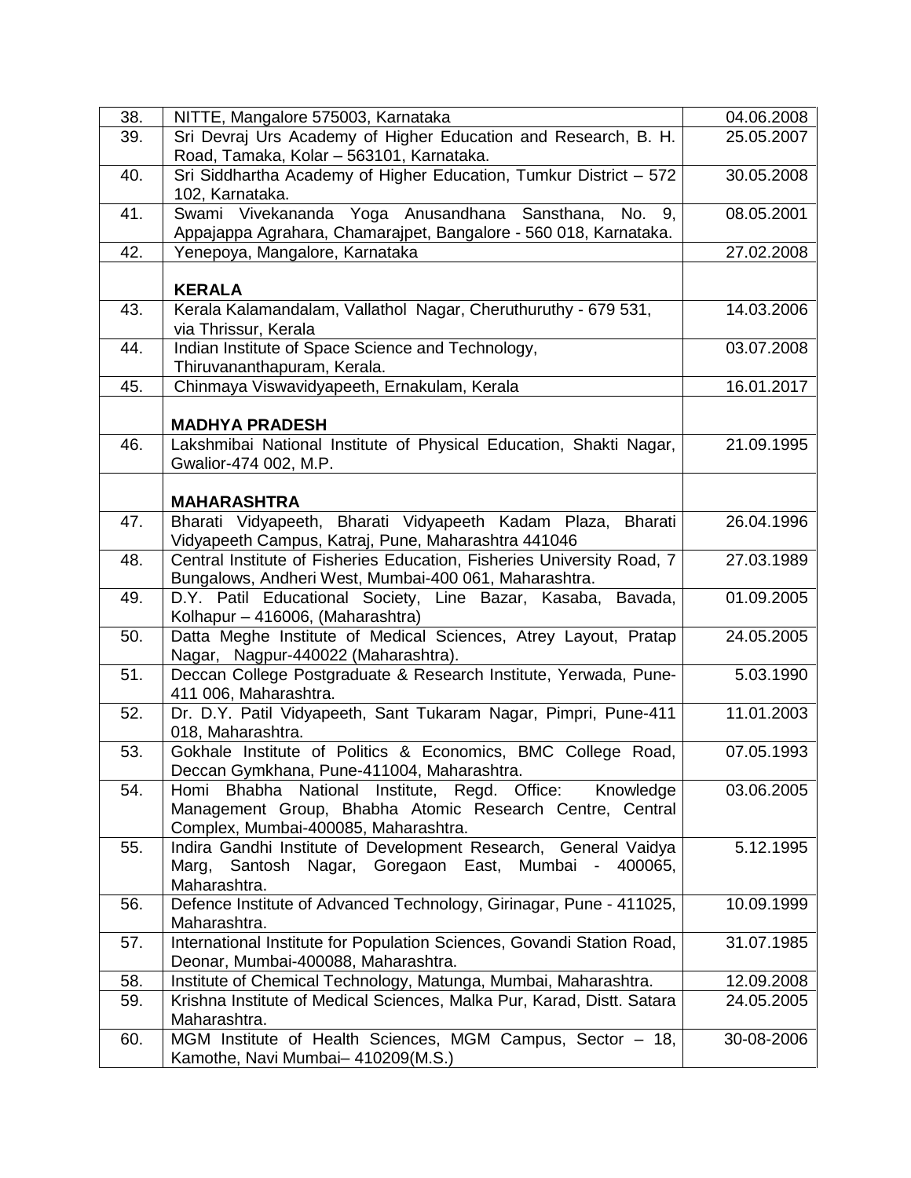| | | |
|---|---|---|
| 38. | NITTE, Mangalore 575003, Karnataka | 04.06.2008 |
| 39. | Sri Devraj Urs Academy of Higher Education and Research, B. H. Road, Tamaka, Kolar – 563101, Karnataka. | 25.05.2007 |
| 40. | Sri Siddhartha Academy of Higher Education, Tumkur District – 572 102, Karnataka. | 30.05.2008 |
| 41. | Swami Vivekananda Yoga Anusandhana Sansthana, No. 9, Appajappa Agrahara, Chamarajpet, Bangalore - 560 018, Karnataka. | 08.05.2001 |
| 42. | Yenepoya, Mangalore, Karnataka | 27.02.2008 |
| | **KERALA** | |
| 43. | Kerala Kalamandalam, Vallathol Nagar, Cheruthuruthy - 679 531, via Thrissur, Kerala | 14.03.2006 |
| 44. | Indian Institute of Space Science and Technology, Thiruvananthapuram, Kerala. | 03.07.2008 |
| 45. | Chinmaya Viswavidyapeeth, Ernakulam, Kerala | 16.01.2017 |
| | **MADHYA PRADESH** | |
| 46. | Lakshmibai National Institute of Physical Education, Shakti Nagar, Gwalior-474 002, M.P. | 21.09.1995 |
| | **MAHARASHTRA** | |
| 47. | Bharati Vidyapeeth, Bharati Vidyapeeth Kadam Plaza, Bharati Vidyapeeth Campus, Katraj, Pune, Maharashtra 441046 | 26.04.1996 |
| 48. | Central Institute of Fisheries Education, Fisheries University Road, 7 Bungalows, Andheri West, Mumbai-400 061, Maharashtra. | 27.03.1989 |
| 49. | D.Y. Patil Educational Society, Line Bazar, Kasaba, Bavada, Kolhapur – 416006, (Maharashtra) | 01.09.2005 |
| 50. | Datta Meghe Institute of Medical Sciences, Atrey Layout, Pratap Nagar, Nagpur-440022 (Maharashtra). | 24.05.2005 |
| 51. | Deccan College Postgraduate & Research Institute, Yerwada, Pune-411 006, Maharashtra. | 5.03.1990 |
| 52. | Dr. D.Y. Patil Vidyapeeth, Sant Tukaram Nagar, Pimpri, Pune-411 018, Maharashtra. | 11.01.2003 |
| 53. | Gokhale Institute of Politics & Economics, BMC College Road, Deccan Gymkhana, Pune-411004, Maharashtra. | 07.05.1993 |
| 54. | Homi Bhabha National Institute, Regd. Office: Knowledge Management Group, Bhabha Atomic Research Centre, Central Complex, Mumbai-400085, Maharashtra. | 03.06.2005 |
| 55. | Indira Gandhi Institute of Development Research, General Vaidya Marg, Santosh Nagar, Goregaon East, Mumbai - 400065, Maharashtra. | 5.12.1995 |
| 56. | Defence Institute of Advanced Technology, Girinagar, Pune - 411025, Maharashtra. | 10.09.1999 |
| 57. | International Institute for Population Sciences, Govandi Station Road, Deonar, Mumbai-400088, Maharashtra. | 31.07.1985 |
| 58. | Institute of Chemical Technology, Matunga, Mumbai, Maharashtra. | 12.09.2008 |
| 59. | Krishna Institute of Medical Sciences, Malka Pur, Karad, Distt. Satara Maharashtra. | 24.05.2005 |
| 60. | MGM Institute of Health Sciences, MGM Campus, Sector – 18, Kamothe, Navi Mumbai– 410209(M.S.) | 30-08-2006 |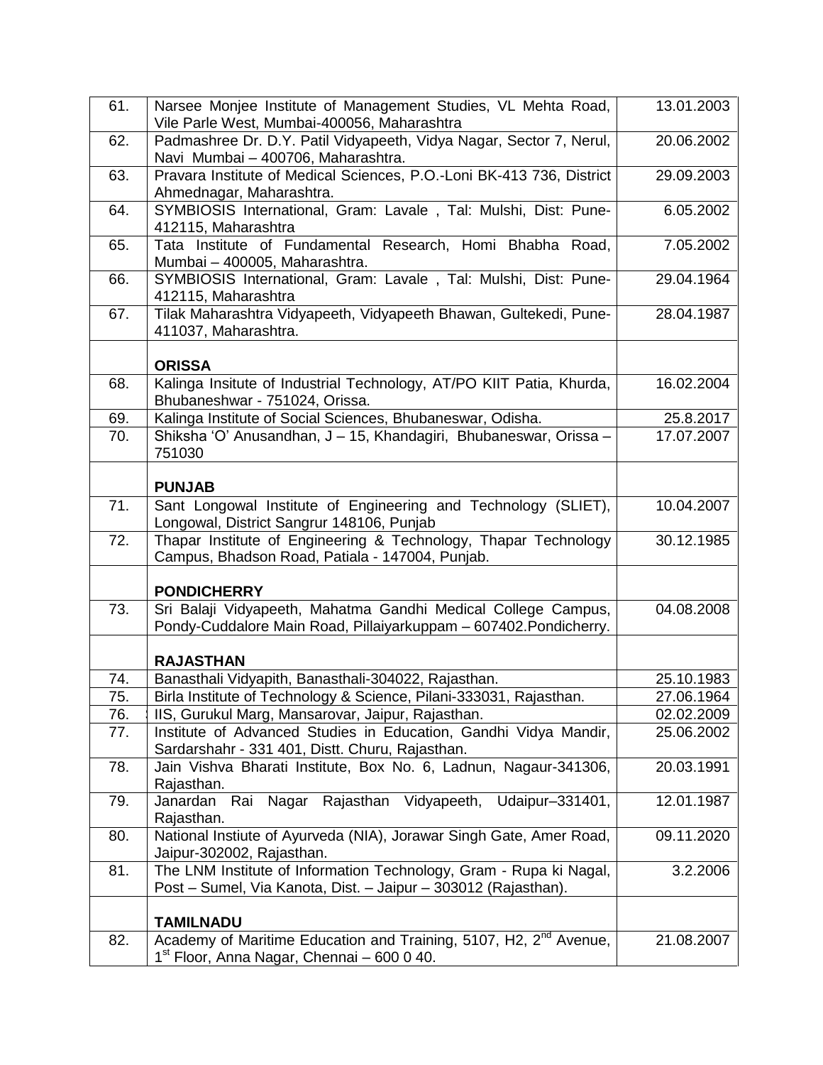| | | |
|---|---|---|
| 61. | Narsee Monjee Institute of Management Studies, VL Mehta Road, Vile Parle West, Mumbai-400056, Maharashtra | 13.01.2003 |
| 62. | Padmashree Dr. D.Y. Patil Vidyapeeth, Vidya Nagar, Sector 7, Nerul, Navi Mumbai – 400706, Maharashtra. | 20.06.2002 |
| 63. | Pravara Institute of Medical Sciences, P.O.-Loni BK-413 736, District Ahmednagar, Maharashtra. | 29.09.2003 |
| 64. | SYMBIOSIS International, Gram: Lavale , Tal: Mulshi, Dist: Pune-412115, Maharashtra | 6.05.2002 |
| 65. | Tata Institute of Fundamental Research, Homi Bhabha Road, Mumbai – 400005, Maharashtra. | 7.05.2002 |
| 66. | SYMBIOSIS International, Gram: Lavale , Tal: Mulshi, Dist: Pune-412115, Maharashtra | 29.04.1964 |
| 67. | Tilak Maharashtra Vidyapeeth, Vidyapeeth Bhawan, Gultekedi, Pune-411037, Maharashtra. | 28.04.1987 |
| | **ORISSA** | |
| 68. | Kalinga Insitute of Industrial Technology, AT/PO KIIT Patia, Khurda, Bhubaneshwar - 751024, Orissa. | 16.02.2004 |
| 69. | Kalinga Institute of Social Sciences, Bhubaneswar, Odisha. | 25.8.2017 |
| 70. | Shiksha 'O' Anusandhan, J – 15, Khandagiri, Bhubaneswar, Orissa – 751030 | 17.07.2007 |
| | **PUNJAB** | |
| 71. | Sant Longowal Institute of Engineering and Technology (SLIET), Longowal, District Sangrur 148106, Punjab | 10.04.2007 |
| 72. | Thapar Institute of Engineering & Technology, Thapar Technology Campus, Bhadson Road, Patiala - 147004, Punjab. | 30.12.1985 |
| | **PONDICHERRY** | |
| 73. | Sri Balaji Vidyapeeth, Mahatma Gandhi Medical College Campus, Pondy-Cuddalore Main Road, Pillaiyarkuppam – 607402.Pondicherry. | 04.08.2008 |
| | **RAJASTHAN** | |
| 74. | Banasthali Vidyapith, Banasthali-304022, Rajasthan. | 25.10.1983 |
| 75. | Birla Institute of Technology & Science, Pilani-333031, Rajasthan. | 27.06.1964 |
| 76. | IIS, Gurukul Marg, Mansarovar, Jaipur, Rajasthan. | 02.02.2009 |
| 77. | Institute of Advanced Studies in Education, Gandhi Vidya Mandir, Sardarshahr - 331 401, Distt. Churu, Rajasthan. | 25.06.2002 |
| 78. | Jain Vishva Bharati Institute, Box No. 6, Ladnun, Nagaur-341306, Rajasthan. | 20.03.1991 |
| 79. | Janardan Rai Nagar Rajasthan Vidyapeeth, Udaipur–331401, Rajasthan. | 12.01.1987 |
| 80. | National Instiute of Ayurveda (NIA), Jorawar Singh Gate, Amer Road, Jaipur-302002, Rajasthan. | 09.11.2020 |
| 81. | The LNM Institute of Information Technology, Gram - Rupa ki Nagal, Post – Sumel, Via Kanota, Dist. – Jaipur – 303012 (Rajasthan). | 3.2.2006 |
| | **TAMILNADU** | |
| 82. | Academy of Maritime Education and Training, 5107, H2, 2nd Avenue, 1st Floor, Anna Nagar, Chennai – 600 0 40. | 21.08.2007 |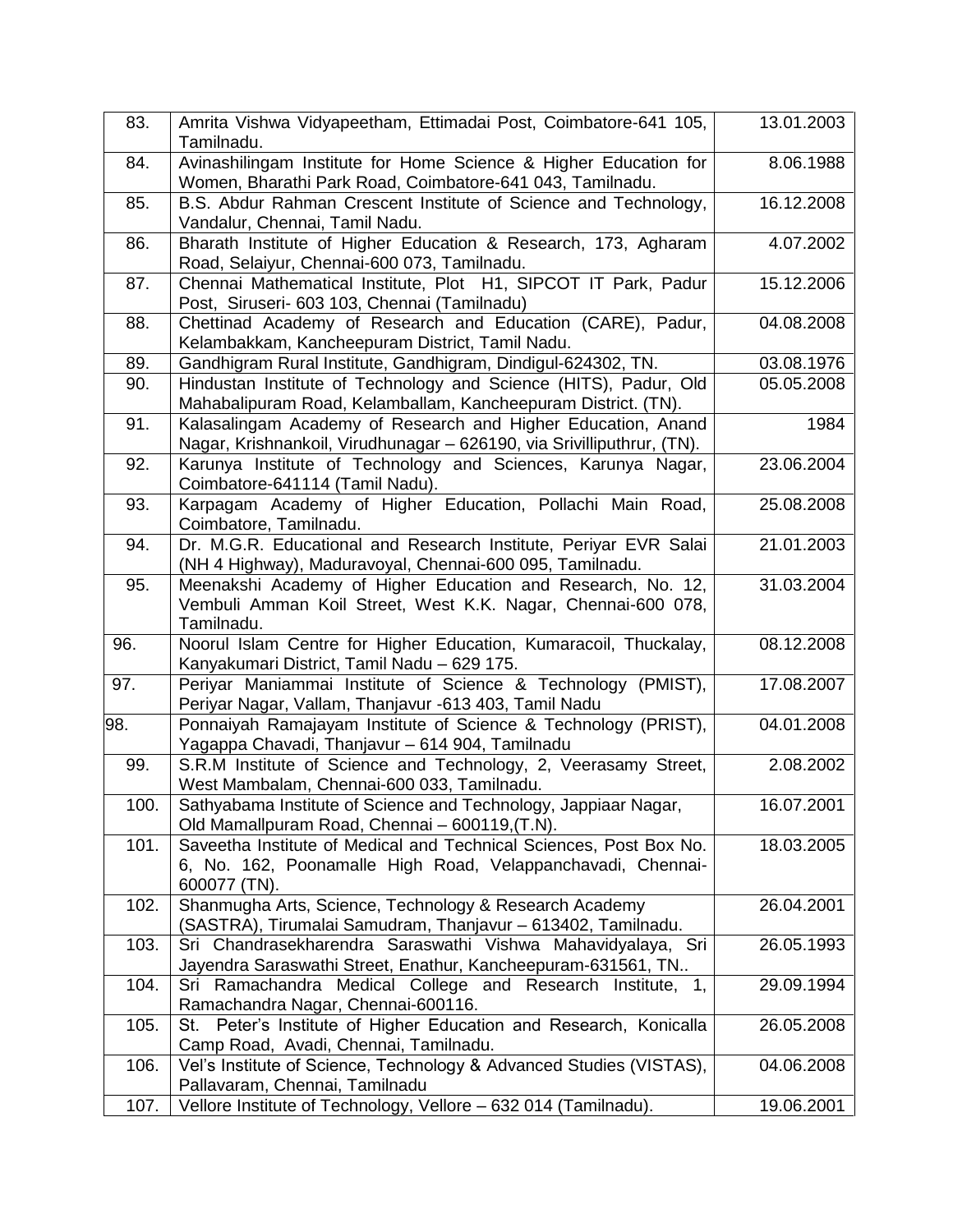| | | |
|---|---|---|
| 83. | Amrita Vishwa Vidyapeetham, Ettimadai Post, Coimbatore-641 105, Tamilnadu. | 13.01.2003 |
| 84. | Avinashilingam Institute for Home Science & Higher Education for Women, Bharathi Park Road, Coimbatore-641 043, Tamilnadu. | 8.06.1988 |
| 85. | B.S. Abdur Rahman Crescent Institute of Science and Technology, Vandalur, Chennai, Tamil Nadu. | 16.12.2008 |
| 86. | Bharath Institute of Higher Education & Research, 173, Agharam Road, Selaiyur, Chennai-600 073, Tamilnadu. | 4.07.2002 |
| 87. | Chennai Mathematical Institute, Plot H1, SIPCOT IT Park, Padur Post, Siruseri- 603 103, Chennai (Tamilnadu) | 15.12.2006 |
| 88. | Chettinad Academy of Research and Education (CARE), Padur, Kelambakkam, Kancheepuram District, Tamil Nadu. | 04.08.2008 |
| 89. | Gandhigram Rural Institute, Gandhigram, Dindigul-624302, TN. | 03.08.1976 |
| 90. | Hindustan Institute of Technology and Science (HITS), Padur, Old Mahabalipuram Road, Kelamballam, Kancheepuram District. (TN). | 05.05.2008 |
| 91. | Kalasalingam Academy of Research and Higher Education, Anand Nagar, Krishnankoil, Virudhunagar – 626190, via Srivilliputhrur, (TN). | 1984 |
| 92. | Karunya Institute of Technology and Sciences, Karunya Nagar, Coimbatore-641114 (Tamil Nadu). | 23.06.2004 |
| 93. | Karpagam Academy of Higher Education, Pollachi Main Road, Coimbatore, Tamilnadu. | 25.08.2008 |
| 94. | Dr. M.G.R. Educational and Research Institute, Periyar EVR Salai (NH 4 Highway), Maduravoyal, Chennai-600 095, Tamilnadu. | 21.01.2003 |
| 95. | Meenakshi Academy of Higher Education and Research, No. 12, Vembuli Amman Koil Street, West K.K. Nagar, Chennai-600 078, Tamilnadu. | 31.03.2004 |
| 96. | Noorul Islam Centre for Higher Education, Kumaracoil, Thuckalay, Kanyakumari District, Tamil Nadu – 629 175. | 08.12.2008 |
| 97. | Periyar Maniammai Institute of Science & Technology (PMIST), Periyar Nagar, Vallam, Thanjavur -613 403, Tamil Nadu | 17.08.2007 |
| 98. | Ponnaiyah Ramajayam Institute of Science & Technology (PRIST), Yagappa Chavadi, Thanjavur – 614 904, Tamilnadu | 04.01.2008 |
| 99. | S.R.M Institute of Science and Technology, 2, Veerasamy Street, West Mambalam, Chennai-600 033, Tamilnadu. | 2.08.2002 |
| 100. | Sathyabama Institute of Science and Technology, Jappiaar Nagar, Old Mamallpuram Road, Chennai – 600119,(T.N). | 16.07.2001 |
| 101. | Saveetha Institute of Medical and Technical Sciences, Post Box No. 6, No. 162, Poonamalle High Road, Velappanchavadi, Chennai-600077 (TN). | 18.03.2005 |
| 102. | Shanmugha Arts, Science, Technology & Research Academy (SASTRA), Tirumalai Samudram, Thanjavur – 613402, Tamilnadu. | 26.04.2001 |
| 103. | Sri Chandrasekharendra Saraswathi Vishwa Mahavidyalaya, Sri Jayendra Saraswathi Street, Enathur, Kancheepuram-631561, TN.. | 26.05.1993 |
| 104. | Sri Ramachandra Medical College and Research Institute, 1, Ramachandra Nagar, Chennai-600116. | 29.09.1994 |
| 105. | St. Peter's Institute of Higher Education and Research, Konicalla Camp Road, Avadi, Chennai, Tamilnadu. | 26.05.2008 |
| 106. | Vel's Institute of Science, Technology & Advanced Studies (VISTAS), Pallavaram, Chennai, Tamilnadu | 04.06.2008 |
| 107. | Vellore Institute of Technology, Vellore – 632 014 (Tamilnadu). | 19.06.2001 |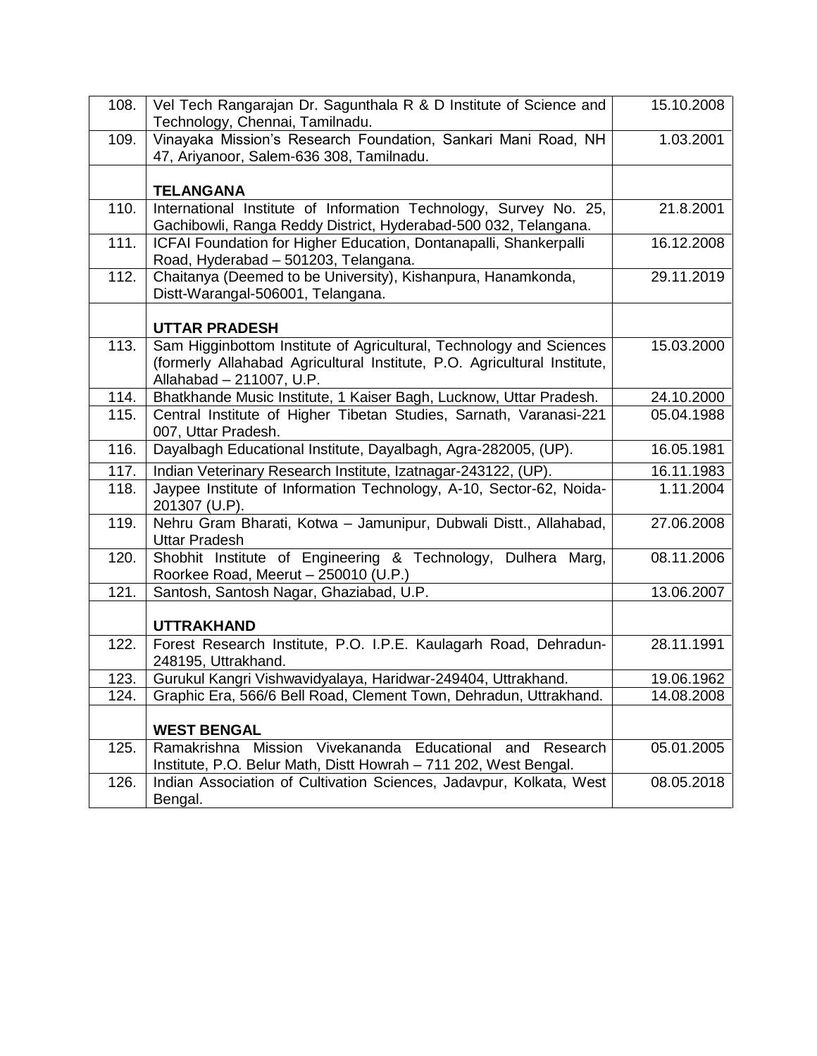| | | |
|---|---|---|
| 108. | Vel Tech Rangarajan Dr. Sagunthala R & D Institute of Science and Technology, Chennai, Tamilnadu. | 15.10.2008 |
| 109. | Vinayaka Mission's Research Foundation, Sankari Mani Road, NH 47, Ariyanoor, Salem-636 308, Tamilnadu. | 1.03.2001 |
| | **TELANGANA** | |
| 110. | International Institute of Information Technology, Survey No. 25, Gachibowli, Ranga Reddy District, Hyderabad-500 032, Telangana. | 21.8.2001 |
| 111. | ICFAI Foundation for Higher Education, Dontanapalli, Shankerpalli Road, Hyderabad – 501203, Telangana. | 16.12.2008 |
| 112. | Chaitanya (Deemed to be University), Kishanpura, Hanamkonda, Distt-Warangal-506001, Telangana. | 29.11.2019 |
| | **UTTAR PRADESH** | |
| 113. | Sam Higginbottom Institute of Agricultural, Technology and Sciences (formerly Allahabad Agricultural Institute, P.O. Agricultural Institute, Allahabad – 211007, U.P. | 15.03.2000 |
| 114. | Bhatkhande Music Institute, 1 Kaiser Bagh, Lucknow, Uttar Pradesh. | 24.10.2000 |
| 115. | Central Institute of Higher Tibetan Studies, Sarnath, Varanasi-221 007, Uttar Pradesh. | 05.04.1988 |
| 116. | Dayalbagh Educational Institute, Dayalbagh, Agra-282005, (UP). | 16.05.1981 |
| 117. | Indian Veterinary Research Institute, Izatnagar-243122, (UP). | 16.11.1983 |
| 118. | Jaypee Institute of Information Technology, A-10, Sector-62, Noida-201307 (U.P). | 1.11.2004 |
| 119. | Nehru Gram Bharati, Kotwa – Jamunipur, Dubwali Distt., Allahabad, Uttar Pradesh | 27.06.2008 |
| 120. | Shobhit Institute of Engineering & Technology, Dulhera Marg, Roorkee Road, Meerut – 250010 (U.P.) | 08.11.2006 |
| 121. | Santosh, Santosh Nagar, Ghaziabad, U.P. | 13.06.2007 |
| | **UTTRAKHAND** | |
| 122. | Forest Research Institute, P.O. I.P.E. Kaulagarh Road, Dehradun-248195, Uttrakhand. | 28.11.1991 |
| 123. | Gurukul Kangri Vishwavidyalaya, Haridwar-249404, Uttrakhand. | 19.06.1962 |
| 124. | Graphic Era, 566/6 Bell Road, Clement Town, Dehradun, Uttrakhand. | 14.08.2008 |
| | **WEST BENGAL** | |
| 125. | Ramakrishna Mission Vivekananda Educational and Research Institute, P.O. Belur Math, Distt Howrah – 711 202, West Bengal. | 05.01.2005 |
| 126. | Indian Association of Cultivation Sciences, Jadavpur, Kolkata, West Bengal. | 08.05.2018 |